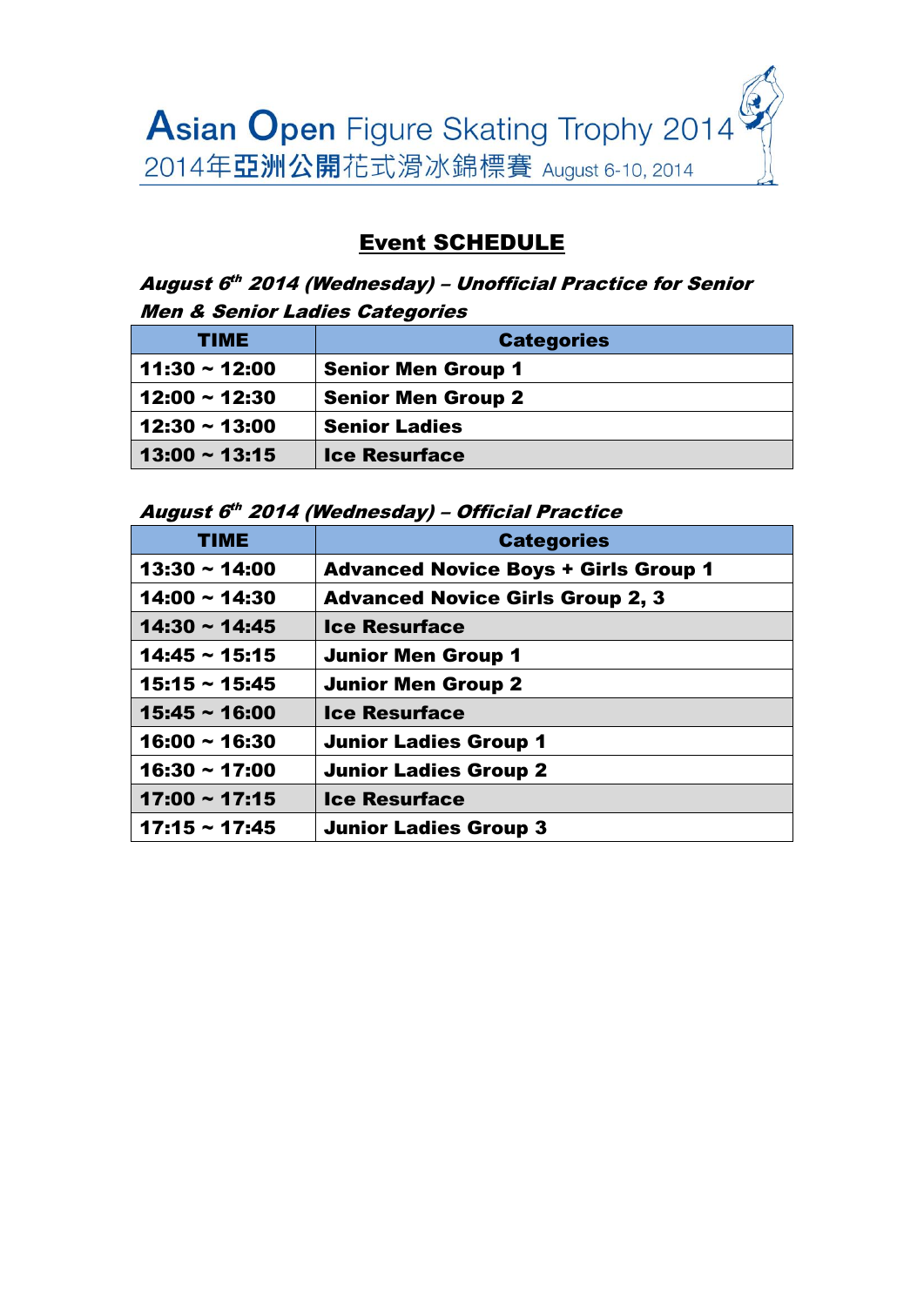# Asian Open Figure Skating Trophy 2014

2014年亞洲公開花式滑冰錦標賽 August 6-10, 2014

## Event SCHEDULE

***August 6th 2014 (Wednesday) – Unofficial Practice for Senior Men & Senior Ladies Categories***

| TIME | Categories |
|---|---|
| 11:30 ~ 12:00 | Senior Men Group 1 |
| 12:00 ~ 12:30 | Senior Men Group 2 |
| 12:30 ~ 13:00 | Senior Ladies |
| 13:00 ~ 13:15 | Ice Resurface |

***August 6th 2014 (Wednesday) – Official Practice***

| TIME | Categories |
|---|---|
| 13:30 ~ 14:00 | Advanced Novice Boys + Girls Group 1 |
| 14:00 ~ 14:30 | Advanced Novice Girls Group 2, 3 |
| 14:30 ~ 14:45 | Ice Resurface |
| 14:45 ~ 15:15 | Junior Men Group 1 |
| 15:15 ~ 15:45 | Junior Men Group 2 |
| 15:45 ~ 16:00 | Ice Resurface |
| 16:00 ~ 16:30 | Junior Ladies Group 1 |
| 16:30 ~ 17:00 | Junior Ladies Group 2 |
| 17:00 ~ 17:15 | Ice Resurface |
| 17:15 ~ 17:45 | Junior Ladies Group 3 |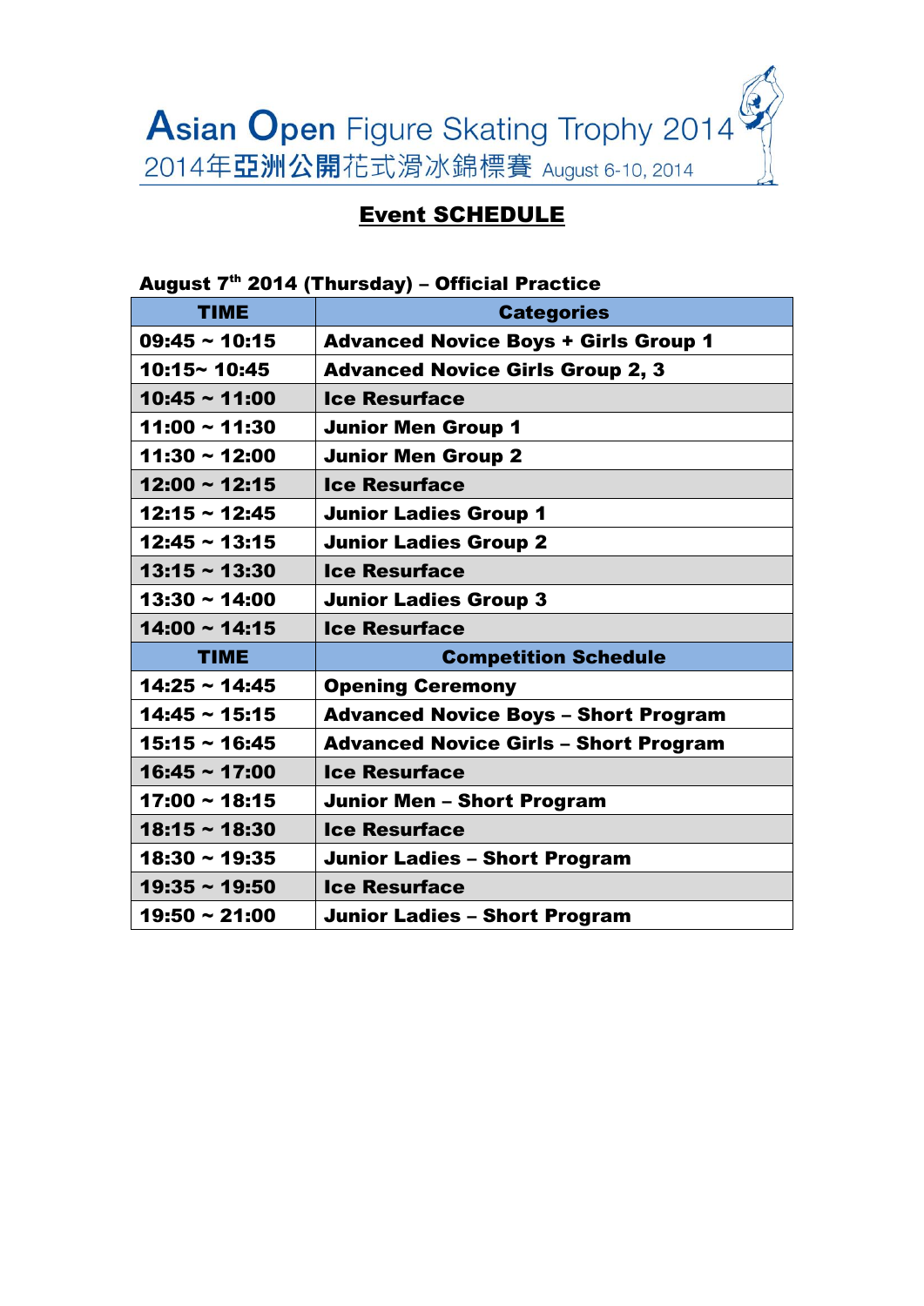Asian Open Figure Skating Trophy 2014
2014年亞洲公開花式滑冰錦標賽 August 6-10, 2014

## Event SCHEDULE

**August 7th 2014 (Thursday) – Official Practice**

| TIME | Categories |
|---|---|
| 09:45 ~ 10:15 | Advanced Novice Boys + Girls Group 1 |
| 10:15~ 10:45 | Advanced Novice Girls Group 2, 3 |
| 10:45 ~ 11:00 | Ice Resurface |
| 11:00 ~ 11:30 | Junior Men Group 1 |
| 11:30 ~ 12:00 | Junior Men Group 2 |
| 12:00 ~ 12:15 | Ice Resurface |
| 12:15 ~ 12:45 | Junior Ladies Group 1 |
| 12:45 ~ 13:15 | Junior Ladies Group 2 |
| 13:15 ~ 13:30 | Ice Resurface |
| 13:30 ~ 14:00 | Junior Ladies Group 3 |
| 14:00 ~ 14:15 | Ice Resurface |
| **TIME** | **Competition Schedule** |
| 14:25 ~ 14:45 | Opening Ceremony |
| 14:45 ~ 15:15 | Advanced Novice Boys – Short Program |
| 15:15 ~ 16:45 | Advanced Novice Girls – Short Program |
| 16:45 ~ 17:00 | Ice Resurface |
| 17:00 ~ 18:15 | Junior Men – Short Program |
| 18:15 ~ 18:30 | Ice Resurface |
| 18:30 ~ 19:35 | Junior Ladies – Short Program |
| 19:35 ~ 19:50 | Ice Resurface |
| 19:50 ~ 21:00 | Junior Ladies – Short Program |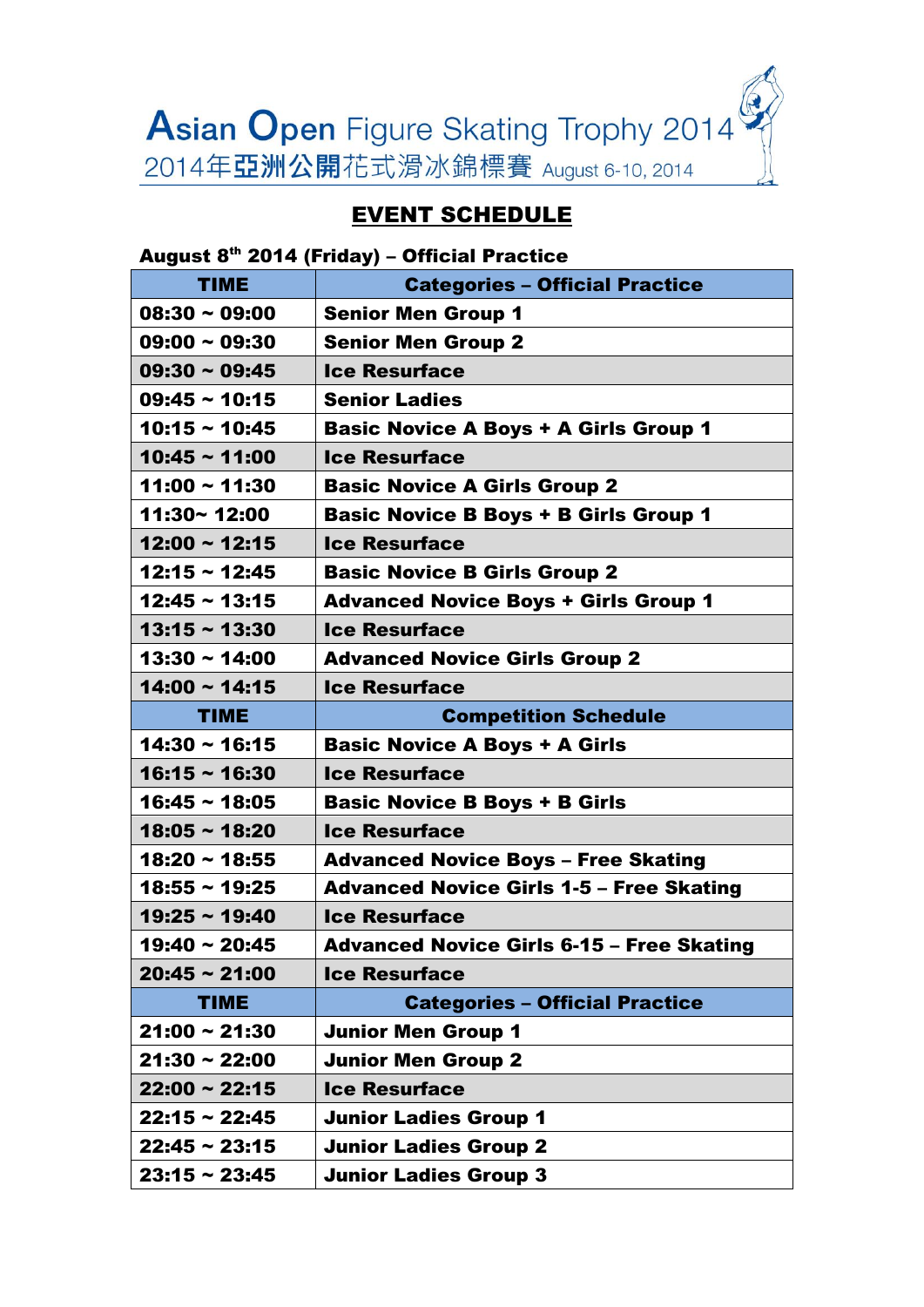Asian Open Figure Skating Trophy 2014
2014年亞洲公開花式滑冰錦標賽 August 6-10, 2014

# EVENT SCHEDULE

**August 8th 2014 (Friday) – Official Practice**

| TIME | Categories – Official Practice |
|---|---|
| 08:30 ~ 09:00 | Senior Men Group 1 |
| 09:00 ~ 09:30 | Senior Men Group 2 |
| 09:30 ~ 09:45 | Ice Resurface |
| 09:45 ~ 10:15 | Senior Ladies |
| 10:15 ~ 10:45 | Basic Novice A Boys + A Girls Group 1 |
| 10:45 ~ 11:00 | Ice Resurface |
| 11:00 ~ 11:30 | Basic Novice A Girls Group 2 |
| 11:30~ 12:00 | Basic Novice B Boys + B Girls Group 1 |
| 12:00 ~ 12:15 | Ice Resurface |
| 12:15 ~ 12:45 | Basic Novice B Girls Group 2 |
| 12:45 ~ 13:15 | Advanced Novice Boys + Girls Group 1 |
| 13:15 ~ 13:30 | Ice Resurface |
| 13:30 ~ 14:00 | Advanced Novice Girls Group 2 |
| 14:00 ~ 14:15 | Ice Resurface |
| **TIME** | **Competition Schedule** |
| 14:30 ~ 16:15 | Basic Novice A Boys + A Girls |
| 16:15 ~ 16:30 | Ice Resurface |
| 16:45 ~ 18:05 | Basic Novice B Boys + B Girls |
| 18:05 ~ 18:20 | Ice Resurface |
| 18:20 ~ 18:55 | Advanced Novice Boys – Free Skating |
| 18:55 ~ 19:25 | Advanced Novice Girls 1-5 – Free Skating |
| 19:25 ~ 19:40 | Ice Resurface |
| 19:40 ~ 20:45 | Advanced Novice Girls 6-15 – Free Skating |
| 20:45 ~ 21:00 | Ice Resurface |
| **TIME** | **Categories – Official Practice** |
| 21:00 ~ 21:30 | Junior Men Group 1 |
| 21:30 ~ 22:00 | Junior Men Group 2 |
| 22:00 ~ 22:15 | Ice Resurface |
| 22:15 ~ 22:45 | Junior Ladies Group 1 |
| 22:45 ~ 23:15 | Junior Ladies Group 2 |
| 23:15 ~ 23:45 | Junior Ladies Group 3 |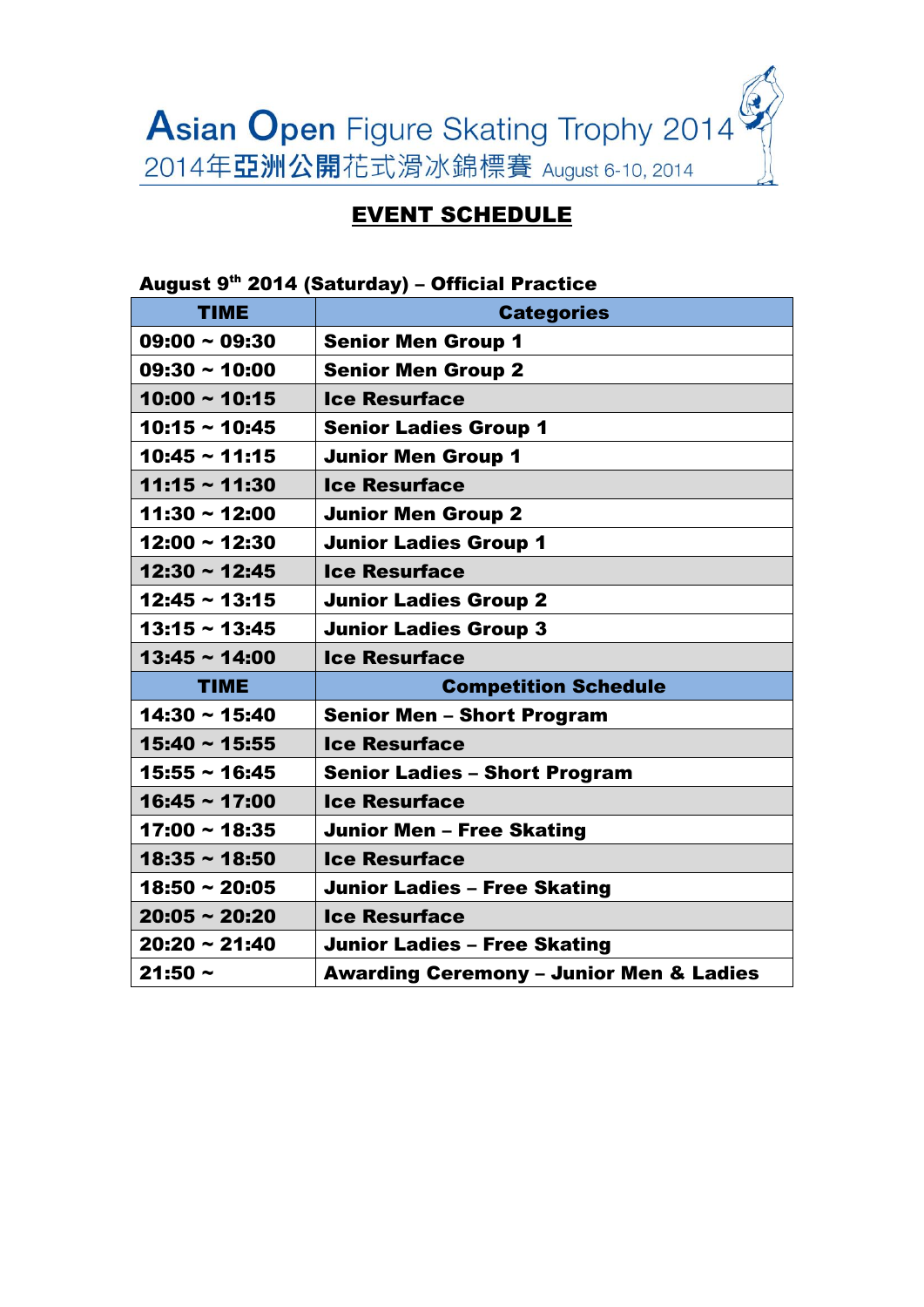Asian Open Figure Skating Trophy 2014
2014年亞洲公開花式滑冰錦標賽 August 6-10, 2014

# EVENT SCHEDULE

**August 9th 2014 (Saturday) – Official Practice**

| TIME | Categories |
|---|---|
| 09:00 ~ 09:30 | Senior Men Group 1 |
| 09:30 ~ 10:00 | Senior Men Group 2 |
| 10:00 ~ 10:15 | Ice Resurface |
| 10:15 ~ 10:45 | Senior Ladies Group 1 |
| 10:45 ~ 11:15 | Junior Men Group 1 |
| 11:15 ~ 11:30 | Ice Resurface |
| 11:30 ~ 12:00 | Junior Men Group 2 |
| 12:00 ~ 12:30 | Junior Ladies Group 1 |
| 12:30 ~ 12:45 | Ice Resurface |
| 12:45 ~ 13:15 | Junior Ladies Group 2 |
| 13:15 ~ 13:45 | Junior Ladies Group 3 |
| 13:45 ~ 14:00 | Ice Resurface |
| **TIME** | **Competition Schedule** |
| 14:30 ~ 15:40 | Senior Men – Short Program |
| 15:40 ~ 15:55 | Ice Resurface |
| 15:55 ~ 16:45 | Senior Ladies – Short Program |
| 16:45 ~ 17:00 | Ice Resurface |
| 17:00 ~ 18:35 | Junior Men – Free Skating |
| 18:35 ~ 18:50 | Ice Resurface |
| 18:50 ~ 20:05 | Junior Ladies – Free Skating |
| 20:05 ~ 20:20 | Ice Resurface |
| 20:20 ~ 21:40 | Junior Ladies – Free Skating |
| 21:50 ~ | Awarding Ceremony – Junior Men & Ladies |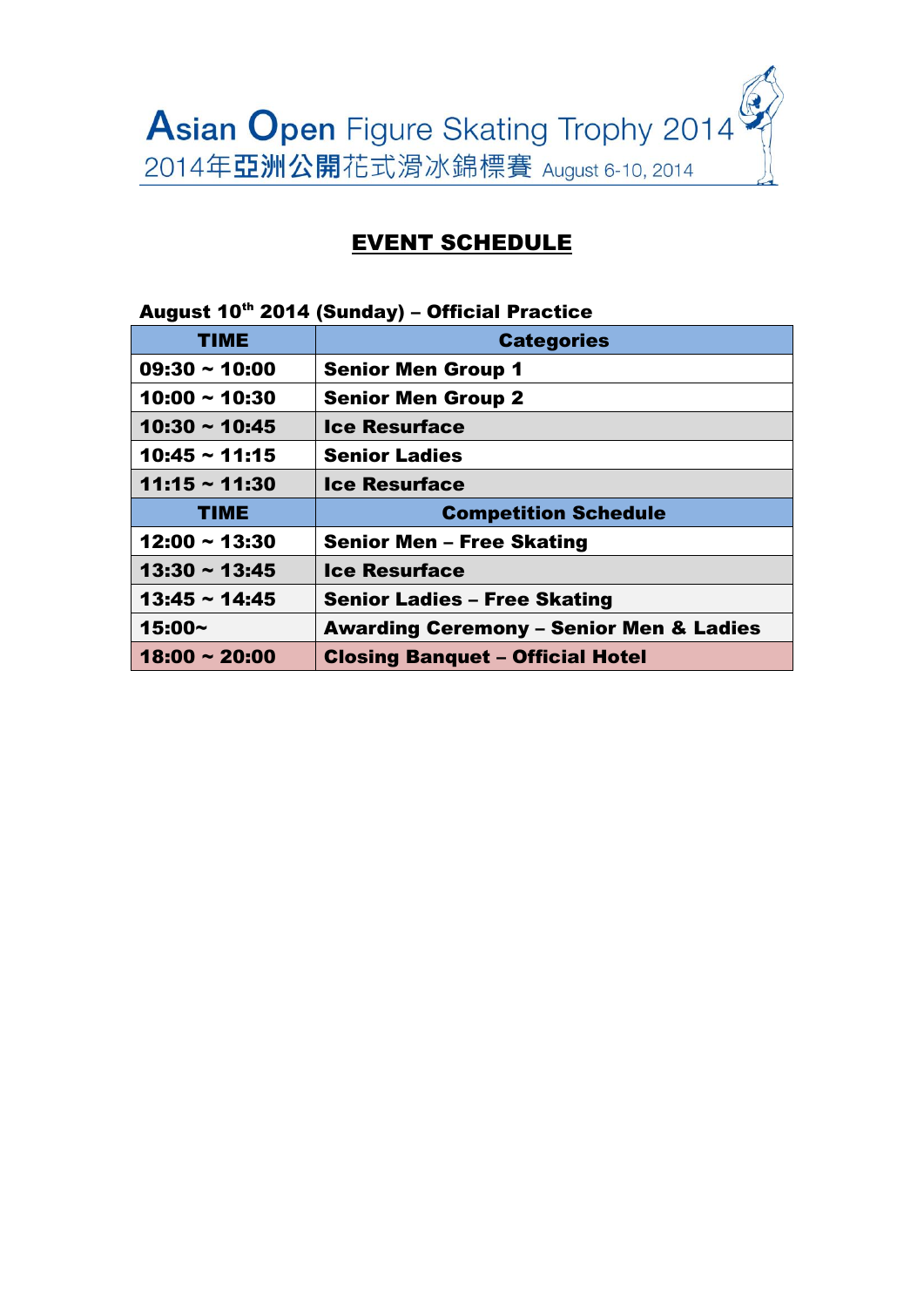Asian Open Figure Skating Trophy 2014
2014年亞洲公開花式滑冰錦標賽 August 6-10, 2014

# EVENT SCHEDULE

**August 10th 2014 (Sunday) – Official Practice**

| TIME | Categories |
|---|---|
| 09:30 ~ 10:00 | Senior Men Group 1 |
| 10:00 ~ 10:30 | Senior Men Group 2 |
| 10:30 ~ 10:45 | Ice Resurface |
| 10:45 ~ 11:15 | Senior Ladies |
| 11:15 ~ 11:30 | Ice Resurface |
| **TIME** | **Competition Schedule** |
| 12:00 ~ 13:30 | Senior Men – Free Skating |
| 13:30 ~ 13:45 | Ice Resurface |
| 13:45 ~ 14:45 | Senior Ladies – Free Skating |
| 15:00~ | Awarding Ceremony – Senior Men & Ladies |
| 18:00 ~ 20:00 | Closing Banquet – Official Hotel |